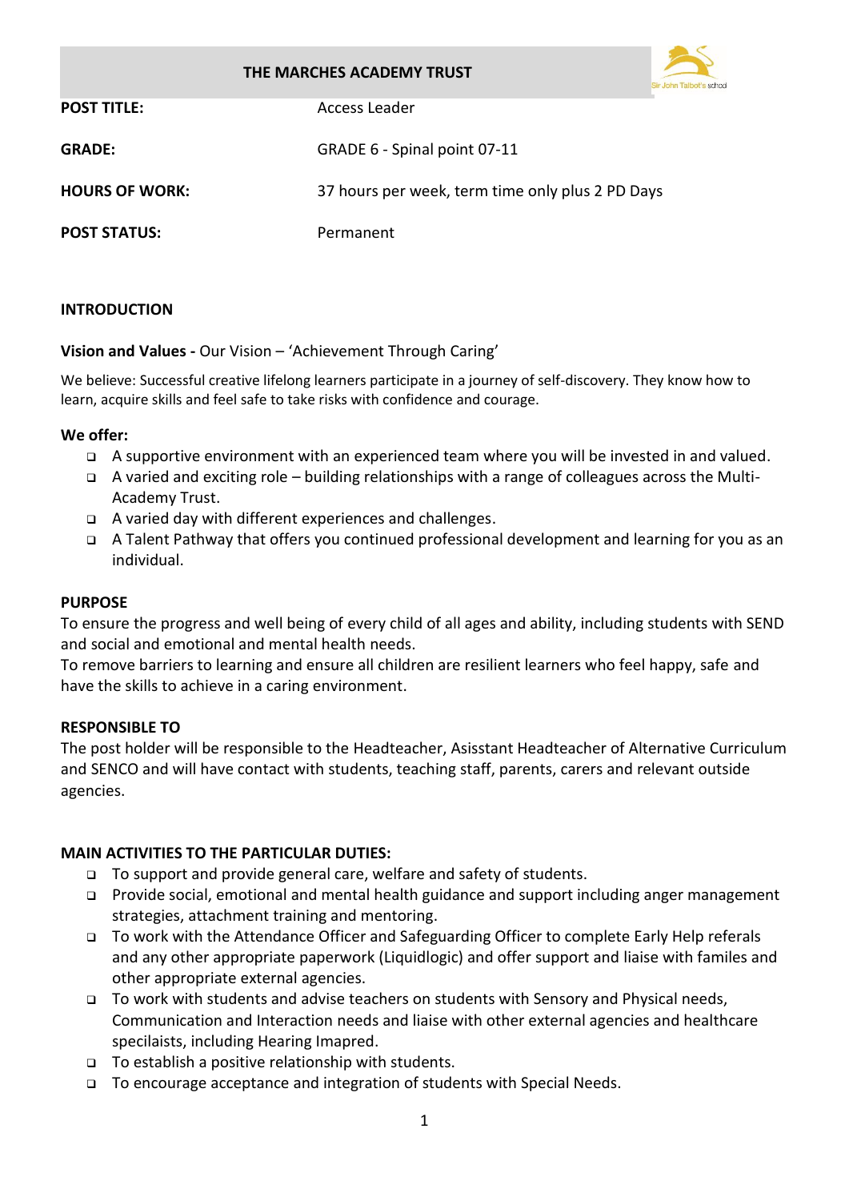# THE MARCHES ACADEMY TRUST

| | |
|---|---|
| **POST TITLE:** | Access Leader |
| **GRADE:** | GRADE 6 - Spinal point 07-11 |
| **HOURS OF WORK:** | 37 hours per week, term time only plus 2 PD Days |
| **POST STATUS:** | Permanent |

## INTRODUCTION

**Vision and Values -** Our Vision – 'Achievement Through Caring'

We believe: Successful creative lifelong learners participate in a journey of self-discovery. They know how to learn, acquire skills and feel safe to take risks with confidence and courage.

**We offer:**

- A supportive environment with an experienced team where you will be invested in and valued.
- A varied and exciting role – building relationships with a range of colleagues across the Multi-Academy Trust.
- A varied day with different experiences and challenges.
- A Talent Pathway that offers you continued professional development and learning for you as an individual.

## PURPOSE

To ensure the progress and well being of every child of all ages and ability, including students with SEND and social and emotional and mental health needs.
To remove barriers to learning and ensure all children are resilient learners who feel happy, safe and have the skills to achieve in a caring environment.

## RESPONSIBLE TO

The post holder will be responsible to the Headteacher, Asisstant Headteacher of Alternative Curriculum and SENCO and will have contact with students, teaching staff, parents, carers and relevant outside agencies.

## MAIN ACTIVITIES TO THE PARTICULAR DUTIES:

- To support and provide general care, welfare and safety of students.
- Provide social, emotional and mental health guidance and support including anger management strategies, attachment training and mentoring.
- To work with the Attendance Officer and Safeguarding Officer to complete Early Help referals and any other appropriate paperwork (Liquidlogic) and offer support and liaise with familes and other appropriate external agencies.
- To work with students and advise teachers on students with Sensory and Physical needs, Communication and Interaction needs and liaise with other external agencies and healthcare specilaists, including Hearing Imapred.
- To establish a positive relationship with students.
- To encourage acceptance and integration of students with Special Needs.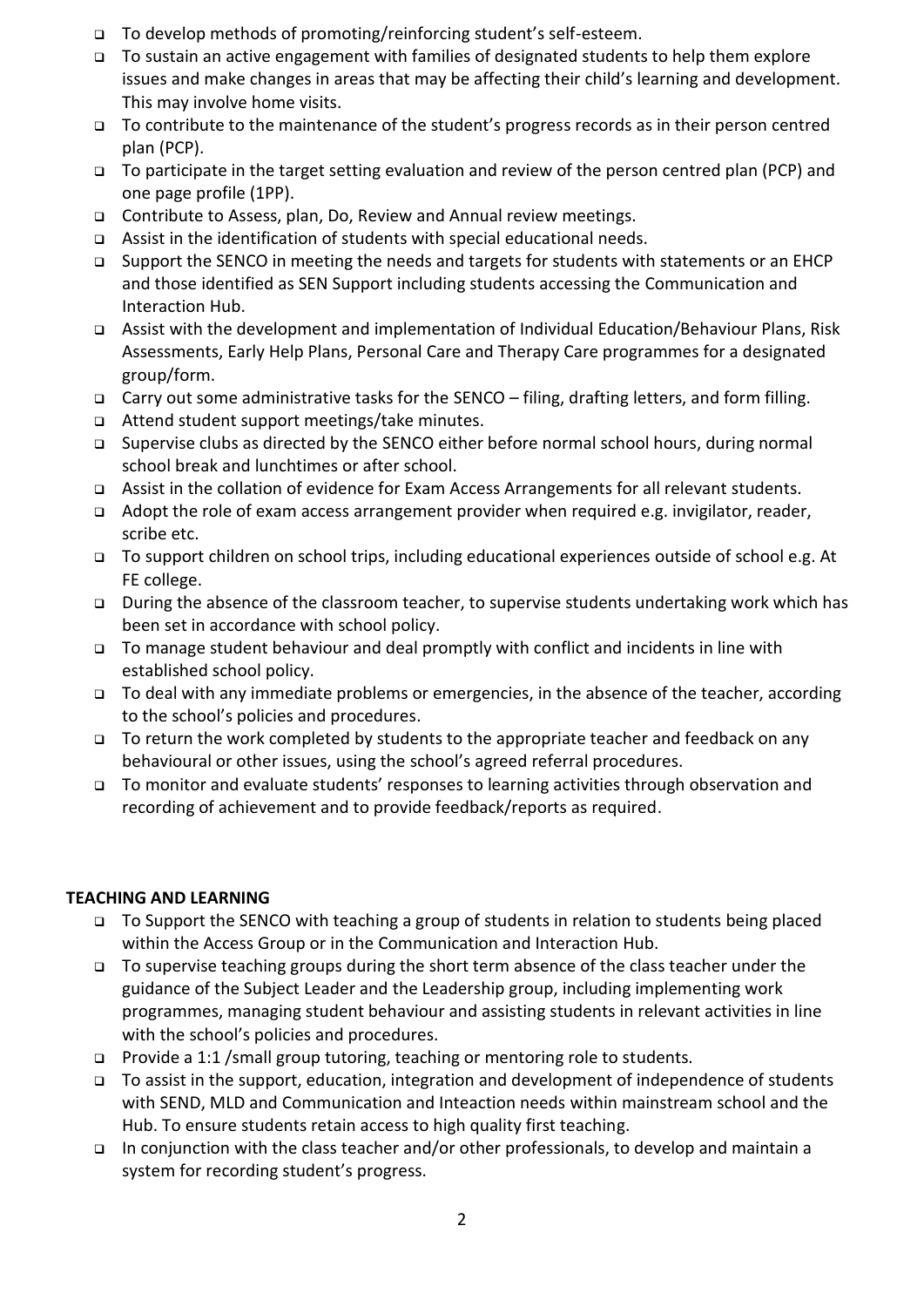- To develop methods of promoting/reinforcing student's self-esteem.
- To sustain an active engagement with families of designated students to help them explore issues and make changes in areas that may be affecting their child's learning and development. This may involve home visits.
- To contribute to the maintenance of the student's progress records as in their person centred plan (PCP).
- To participate in the target setting evaluation and review of the person centred plan (PCP) and one page profile (1PP).
- Contribute to Assess, plan, Do, Review and Annual review meetings.
- Assist in the identification of students with special educational needs.
- Support the SENCO in meeting the needs and targets for students with statements or an EHCP and those identified as SEN Support including students accessing the Communication and Interaction Hub.
- Assist with the development and implementation of Individual Education/Behaviour Plans, Risk Assessments, Early Help Plans, Personal Care and Therapy Care programmes for a designated group/form.
- Carry out some administrative tasks for the SENCO – filing, drafting letters, and form filling.
- Attend student support meetings/take minutes.
- Supervise clubs as directed by the SENCO either before normal school hours, during normal school break and lunchtimes or after school.
- Assist in the collation of evidence for Exam Access Arrangements for all relevant students.
- Adopt the role of exam access arrangement provider when required e.g. invigilator, reader, scribe etc.
- To support children on school trips, including educational experiences outside of school e.g. At FE college.
- During the absence of the classroom teacher, to supervise students undertaking work which has been set in accordance with school policy.
- To manage student behaviour and deal promptly with conflict and incidents in line with established school policy.
- To deal with any immediate problems or emergencies, in the absence of the teacher, according to the school's policies and procedures.
- To return the work completed by students to the appropriate teacher and feedback on any behavioural or other issues, using the school's agreed referral procedures.
- To monitor and evaluate students' responses to learning activities through observation and recording of achievement and to provide feedback/reports as required.

**TEACHING AND LEARNING**

- To Support the SENCO with teaching a group of students in relation to students being placed within the Access Group or in the Communication and Interaction Hub.
- To supervise teaching groups during the short term absence of the class teacher under the guidance of the Subject Leader and the Leadership group, including implementing work programmes, managing student behaviour and assisting students in relevant activities in line with the school's policies and procedures.
- Provide a 1:1 /small group tutoring, teaching or mentoring role to students.
- To assist in the support, education, integration and development of independence of students with SEND, MLD and Communication and Inteaction needs within mainstream school and the Hub. To ensure students retain access to high quality first teaching.
- In conjunction with the class teacher and/or other professionals, to develop and maintain a system for recording student's progress.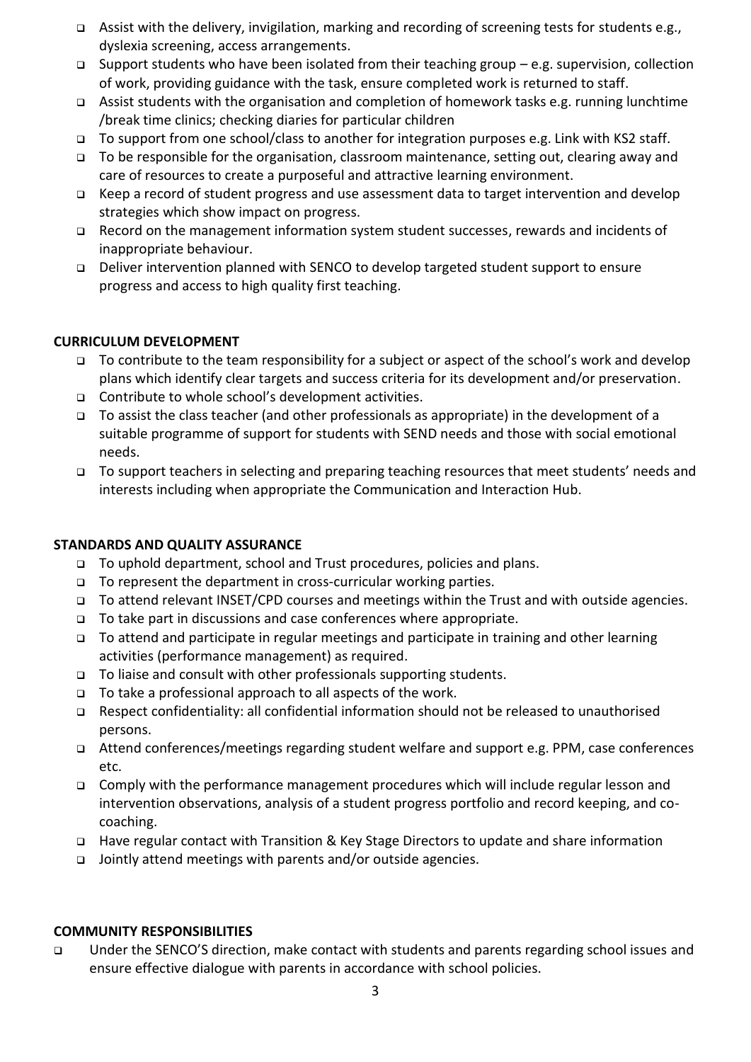- Assist with the delivery, invigilation, marking and recording of screening tests for students e.g., dyslexia screening, access arrangements.
- Support students who have been isolated from their teaching group – e.g. supervision, collection of work, providing guidance with the task, ensure completed work is returned to staff.
- Assist students with the organisation and completion of homework tasks e.g. running lunchtime /break time clinics; checking diaries for particular children
- To support from one school/class to another for integration purposes e.g. Link with KS2 staff.
- To be responsible for the organisation, classroom maintenance, setting out, clearing away and care of resources to create a purposeful and attractive learning environment.
- Keep a record of student progress and use assessment data to target intervention and develop strategies which show impact on progress.
- Record on the management information system student successes, rewards and incidents of inappropriate behaviour.
- Deliver intervention planned with SENCO to develop targeted student support to ensure progress and access to high quality first teaching.

**CURRICULUM DEVELOPMENT**

- To contribute to the team responsibility for a subject or aspect of the school's work and develop plans which identify clear targets and success criteria for its development and/or preservation.
- Contribute to whole school's development activities.
- To assist the class teacher (and other professionals as appropriate) in the development of a suitable programme of support for students with SEND needs and those with social emotional needs.
- To support teachers in selecting and preparing teaching resources that meet students' needs and interests including when appropriate the Communication and Interaction Hub.

**STANDARDS AND QUALITY ASSURANCE**

- To uphold department, school and Trust procedures, policies and plans.
- To represent the department in cross-curricular working parties.
- To attend relevant INSET/CPD courses and meetings within the Trust and with outside agencies.
- To take part in discussions and case conferences where appropriate.
- To attend and participate in regular meetings and participate in training and other learning activities (performance management) as required.
- To liaise and consult with other professionals supporting students.
- To take a professional approach to all aspects of the work.
- Respect confidentiality: all confidential information should not be released to unauthorised persons.
- Attend conferences/meetings regarding student welfare and support e.g. PPM, case conferences etc.
- Comply with the performance management procedures which will include regular lesson and intervention observations, analysis of a student progress portfolio and record keeping, and co-coaching.
- Have regular contact with Transition & Key Stage Directors to update and share information
- Jointly attend meetings with parents and/or outside agencies.

**COMMUNITY RESPONSIBILITIES**

- Under the SENCO'S direction, make contact with students and parents regarding school issues and ensure effective dialogue with parents in accordance with school policies.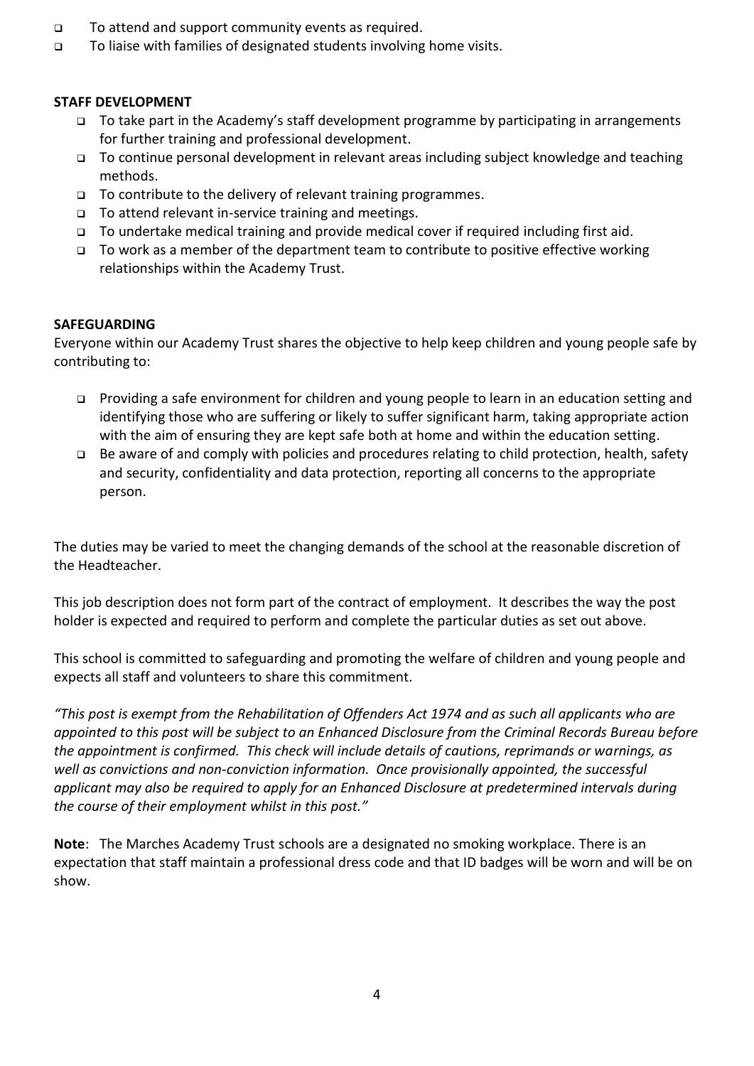- To attend and support community events as required.
- To liaise with families of designated students involving home visits.

**STAFF DEVELOPMENT**

- To take part in the Academy's staff development programme by participating in arrangements for further training and professional development.
- To continue personal development in relevant areas including subject knowledge and teaching methods.
- To contribute to the delivery of relevant training programmes.
- To attend relevant in-service training and meetings.
- To undertake medical training and provide medical cover if required including first aid.
- To work as a member of the department team to contribute to positive effective working relationships within the Academy Trust.

**SAFEGUARDING**

Everyone within our Academy Trust shares the objective to help keep children and young people safe by contributing to:

- Providing a safe environment for children and young people to learn in an education setting and identifying those who are suffering or likely to suffer significant harm, taking appropriate action with the aim of ensuring they are kept safe both at home and within the education setting.
- Be aware of and comply with policies and procedures relating to child protection, health, safety and security, confidentiality and data protection, reporting all concerns to the appropriate person.

The duties may be varied to meet the changing demands of the school at the reasonable discretion of the Headteacher.

This job description does not form part of the contract of employment. It describes the way the post holder is expected and required to perform and complete the particular duties as set out above.

This school is committed to safeguarding and promoting the welfare of children and young people and expects all staff and volunteers to share this commitment.

*"This post is exempt from the Rehabilitation of Offenders Act 1974 and as such all applicants who are appointed to this post will be subject to an Enhanced Disclosure from the Criminal Records Bureau before the appointment is confirmed. This check will include details of cautions, reprimands or warnings, as well as convictions and non-conviction information. Once provisionally appointed, the successful applicant may also be required to apply for an Enhanced Disclosure at predetermined intervals during the course of their employment whilst in this post."*

**Note**: The Marches Academy Trust schools are a designated no smoking workplace. There is an expectation that staff maintain a professional dress code and that ID badges will be worn and will be on show.